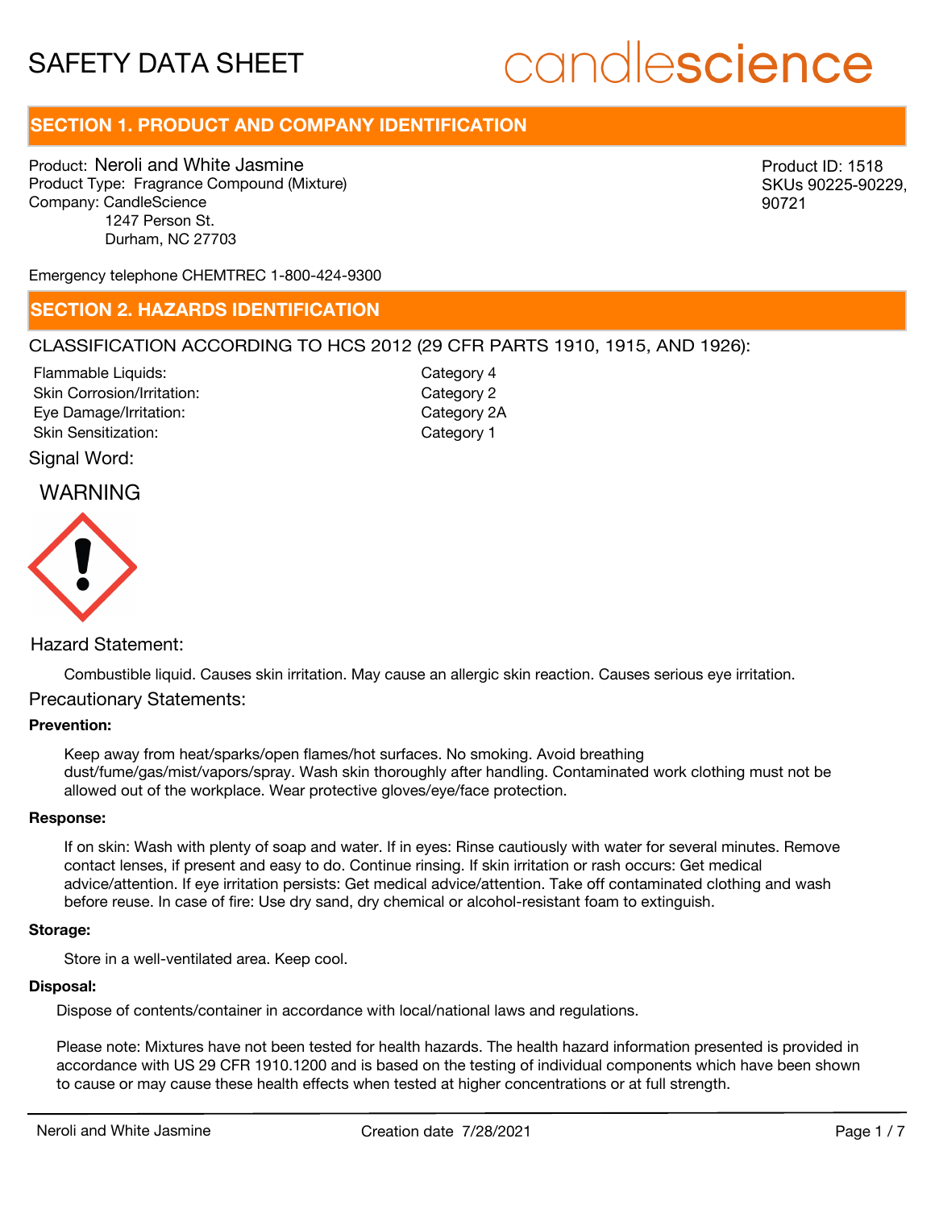# SAFETY DATA SHEET

candlescience

## SECTION 1. PRODUCT AND COMPANY IDENTIFICATION

Product: Neroli and White Jasmine
Product Type: Fragrance Compound (Mixture)
Company: CandleScience
1247 Person St.
Durham, NC 27703

Product ID: 1518
SKUs 90225-90229, 90721

Emergency telephone CHEMTREC 1-800-424-9300

## SECTION 2. HAZARDS IDENTIFICATION

CLASSIFICATION ACCORDING TO HCS 2012 (29 CFR PARTS 1910, 1915, AND 1926):

| | |
|---|---|
| Flammable Liquids: | Category 4 |
| Skin Corrosion/Irritation: | Category 2 |
| Eye Damage/Irritation: | Category 2A |
| Skin Sensitization: | Category 1 |

Signal Word:

WARNING

Hazard Statement:

Combustible liquid. Causes skin irritation. May cause an allergic skin reaction. Causes serious eye irritation.

Precautionary Statements:

**Prevention:**

Keep away from heat/sparks/open flames/hot surfaces. No smoking. Avoid breathing dust/fume/gas/mist/vapors/spray. Wash skin thoroughly after handling. Contaminated work clothing must not be allowed out of the workplace. Wear protective gloves/eye/face protection.

**Response:**

If on skin: Wash with plenty of soap and water. If in eyes: Rinse cautiously with water for several minutes. Remove contact lenses, if present and easy to do. Continue rinsing. If skin irritation or rash occurs: Get medical advice/attention. If eye irritation persists: Get medical advice/attention. Take off contaminated clothing and wash before reuse. In case of fire: Use dry sand, dry chemical or alcohol-resistant foam to extinguish.

**Storage:**

Store in a well-ventilated area. Keep cool.

**Disposal:**

Dispose of contents/container in accordance with local/national laws and regulations.

Please note: Mixtures have not been tested for health hazards. The health hazard information presented is provided in accordance with US 29 CFR 1910.1200 and is based on the testing of individual components which have been shown to cause or may cause these health effects when tested at higher concentrations or at full strength.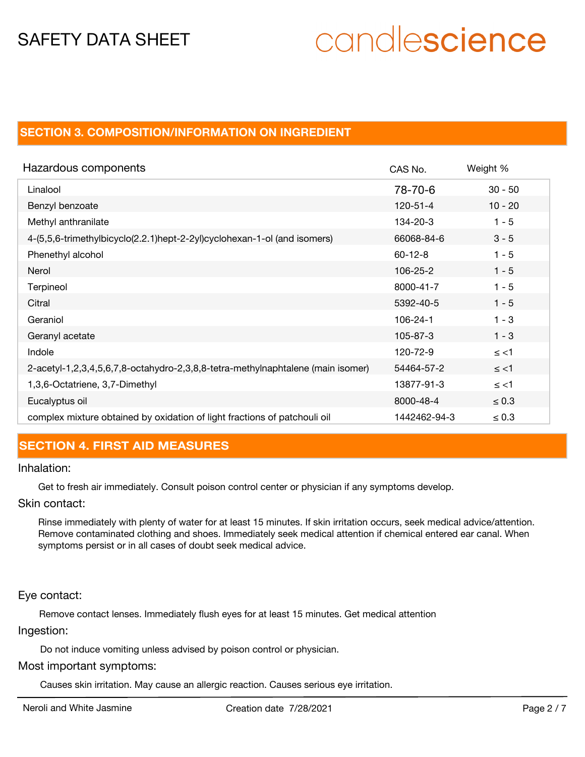## SECTION 3. COMPOSITION/INFORMATION ON INGREDIENT

| Hazardous components | CAS No. | Weight % |
|---|---|---|
| Linalool | 78-70-6 | 30 - 50 |
| Benzyl benzoate | 120-51-4 | 10 - 20 |
| Methyl anthranilate | 134-20-3 | 1 - 5 |
| 4-(5,5,6-trimethylbicyclo(2.2.1)hept-2-2yl)cyclohexan-1-ol (and isomers) | 66068-84-6 | 3 - 5 |
| Phenethyl alcohol | 60-12-8 | 1 - 5 |
| Nerol | 106-25-2 | 1 - 5 |
| Terpineol | 8000-41-7 | 1 - 5 |
| Citral | 5392-40-5 | 1 - 5 |
| Geraniol | 106-24-1 | 1 - 3 |
| Geranyl acetate | 105-87-3 | 1 - 3 |
| Indole | 120-72-9 | ≤ <1 |
| 2-acetyl-1,2,3,4,5,6,7,8-octahydro-2,3,8,8-tetra-methylnaphtalene (main isomer) | 54464-57-2 | ≤ <1 |
| 1,3,6-Octatriene, 3,7-Dimethyl | 13877-91-3 | ≤ <1 |
| Eucalyptus oil | 8000-48-4 | ≤ 0.3 |
| complex mixture obtained by oxidation of light fractions of patchouli oil | 1442462-94-3 | ≤ 0.3 |

## SECTION 4. FIRST AID MEASURES

Inhalation:

Get to fresh air immediately. Consult poison control center or physician if any symptoms develop.

Skin contact:

Rinse immediately with plenty of water for at least 15 minutes. If skin irritation occurs, seek medical advice/attention. Remove contaminated clothing and shoes. Immediately seek medical attention if chemical entered ear canal. When symptoms persist or in all cases of doubt seek medical advice.

Eye contact:

Remove contact lenses. Immediately flush eyes for at least 15 minutes. Get medical attention

Ingestion:

Do not induce vomiting unless advised by poison control or physician.

Most important symptoms:

Causes skin irritation. May cause an allergic reaction. Causes serious eye irritation.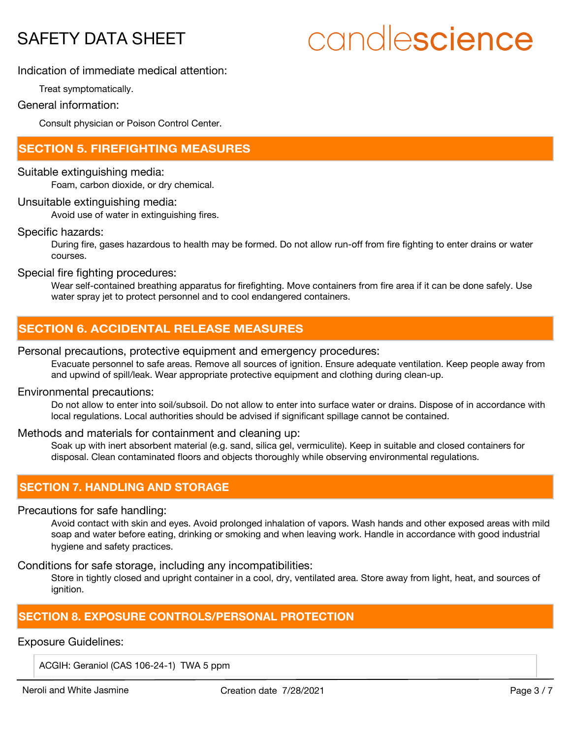Indication of immediate medical attention:

Treat symptomatically.

General information:

Consult physician or Poison Control Center.

## SECTION 5. FIREFIGHTING MEASURES

Suitable extinguishing media:

Foam, carbon dioxide, or dry chemical.

Unsuitable extinguishing media:

Avoid use of water in extinguishing fires.

Specific hazards:

During fire, gases hazardous to health may be formed. Do not allow run-off from fire fighting to enter drains or water courses.

Special fire fighting procedures:

Wear self-contained breathing apparatus for firefighting. Move containers from fire area if it can be done safely. Use water spray jet to protect personnel and to cool endangered containers.

## SECTION 6. ACCIDENTAL RELEASE MEASURES

Personal precautions, protective equipment and emergency procedures:

Evacuate personnel to safe areas. Remove all sources of ignition. Ensure adequate ventilation. Keep people away from and upwind of spill/leak. Wear appropriate protective equipment and clothing during clean-up.

Environmental precautions:

Do not allow to enter into soil/subsoil. Do not allow to enter into surface water or drains. Dispose of in accordance with local regulations. Local authorities should be advised if significant spillage cannot be contained.

Methods and materials for containment and cleaning up:

Soak up with inert absorbent material (e.g. sand, silica gel, vermiculite). Keep in suitable and closed containers for disposal. Clean contaminated floors and objects thoroughly while observing environmental regulations.

## SECTION 7. HANDLING AND STORAGE

Precautions for safe handling:

Avoid contact with skin and eyes. Avoid prolonged inhalation of vapors. Wash hands and other exposed areas with mild soap and water before eating, drinking or smoking and when leaving work. Handle in accordance with good industrial hygiene and safety practices.

Conditions for safe storage, including any incompatibilities:

Store in tightly closed and upright container in a cool, dry, ventilated area. Store away from light, heat, and sources of ignition.

## SECTION 8. EXPOSURE CONTROLS/PERSONAL PROTECTION

Exposure Guidelines:

| ACGIH: Geraniol (CAS 106-24-1) TWA 5 ppm |
| --- |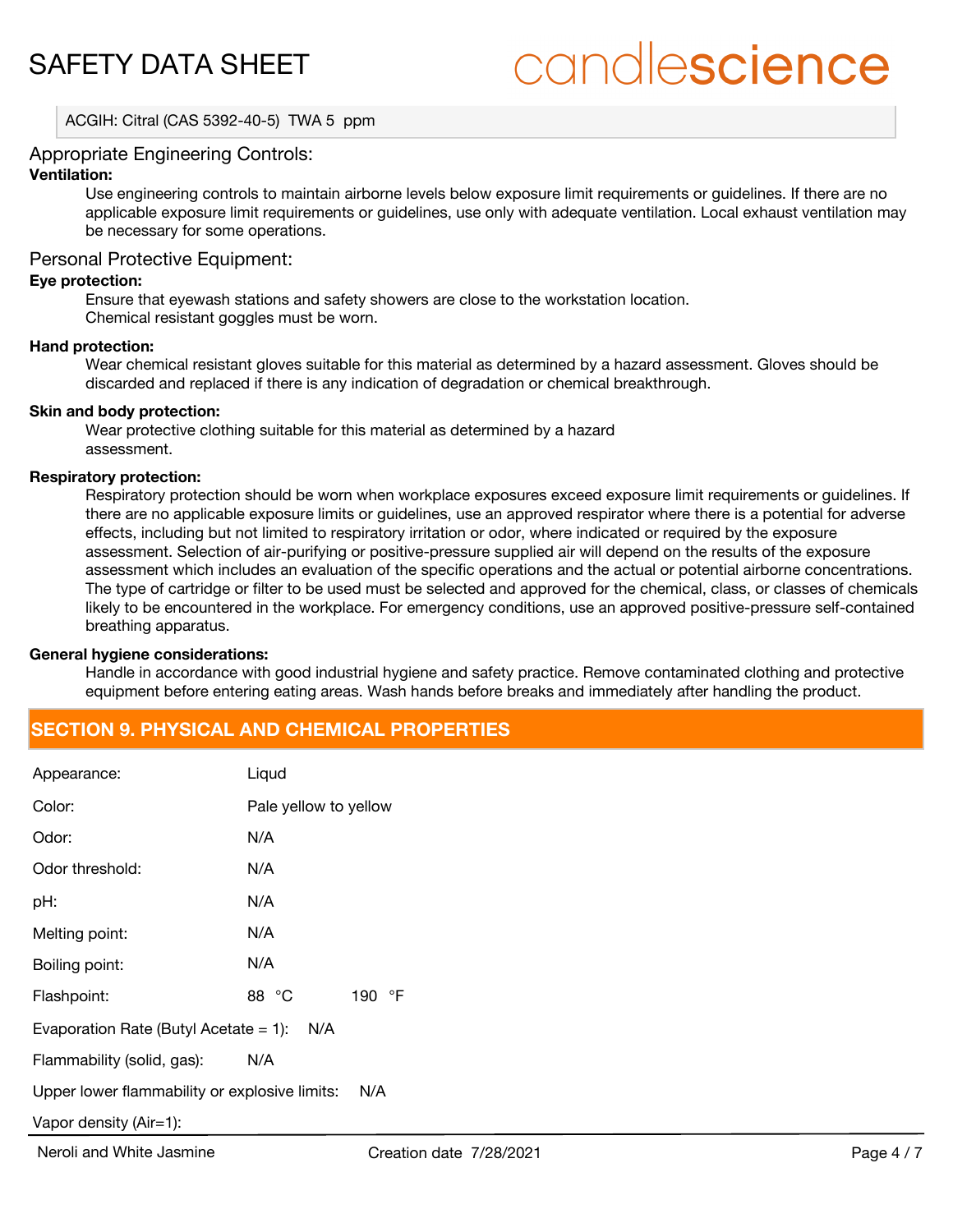ACGIH: Citral (CAS 5392-40-5) TWA 5 ppm

## Appropriate Engineering Controls:

**Ventilation:**

Use engineering controls to maintain airborne levels below exposure limit requirements or guidelines. If there are no applicable exposure limit requirements or guidelines, use only with adequate ventilation. Local exhaust ventilation may be necessary for some operations.

## Personal Protective Equipment:

**Eye protection:**

Ensure that eyewash stations and safety showers are close to the workstation location.
Chemical resistant goggles must be worn.

**Hand protection:**

Wear chemical resistant gloves suitable for this material as determined by a hazard assessment. Gloves should be discarded and replaced if there is any indication of degradation or chemical breakthrough.

**Skin and body protection:**

Wear protective clothing suitable for this material as determined by a hazard assessment.

**Respiratory protection:**

Respiratory protection should be worn when workplace exposures exceed exposure limit requirements or guidelines. If there are no applicable exposure limits or guidelines, use an approved respirator where there is a potential for adverse effects, including but not limited to respiratory irritation or odor, where indicated or required by the exposure assessment. Selection of air-purifying or positive-pressure supplied air will depend on the results of the exposure assessment which includes an evaluation of the specific operations and the actual or potential airborne concentrations. The type of cartridge or filter to be used must be selected and approved for the chemical, class, or classes of chemicals likely to be encountered in the workplace. For emergency conditions, use an approved positive-pressure self-contained breathing apparatus.

**General hygiene considerations:**

Handle in accordance with good industrial hygiene and safety practice. Remove contaminated clothing and protective equipment before entering eating areas. Wash hands before breaks and immediately after handling the product.

## SECTION 9. PHYSICAL AND CHEMICAL PROPERTIES

Appearance: Liqud

Color: Pale yellow to yellow

Odor: N/A

Odor threshold: N/A

pH: N/A

Melting point: N/A

Boiling point: N/A

Flashpoint: 88 °C 190 °F

Evaporation Rate (Butyl Acetate = 1): N/A

Flammability (solid, gas): N/A

Upper lower flammability or explosive limits: N/A

Vapor density (Air=1):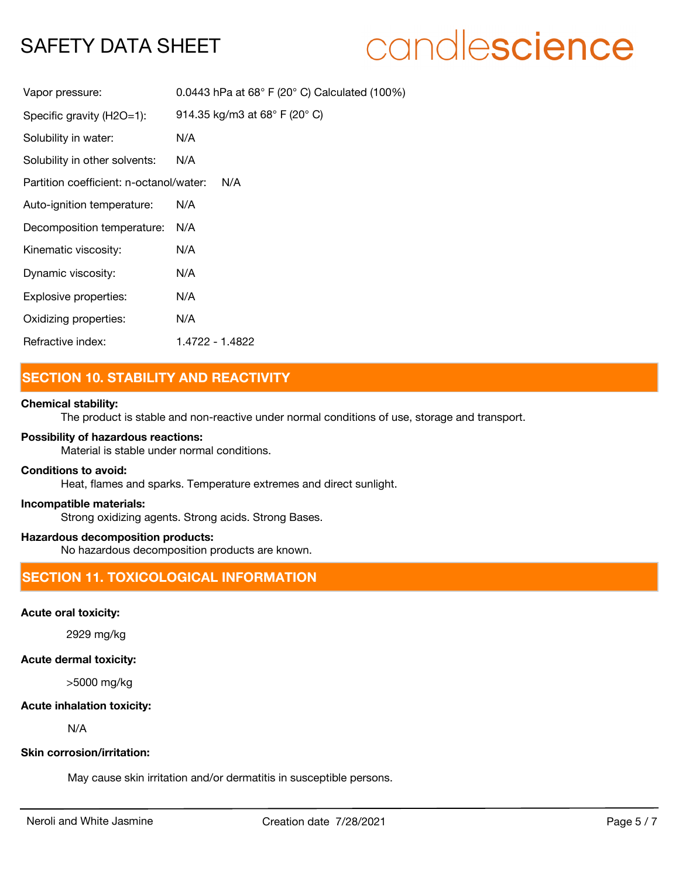| | |
|---|---|
| Vapor pressure: | 0.0443 hPa at 68° F (20° C) Calculated (100%) |
| Specific gravity (H2O=1): | 914.35 kg/m3 at 68° F (20° C) |
| Solubility in water: | N/A |
| Solubility in other solvents: | N/A |
| Partition coefficient: n-octanol/water: | N/A |
| Auto-ignition temperature: | N/A |
| Decomposition temperature: | N/A |
| Kinematic viscosity: | N/A |
| Dynamic viscosity: | N/A |
| Explosive properties: | N/A |
| Oxidizing properties: | N/A |
| Refractive index: | 1.4722 - 1.4822 |

## SECTION 10. STABILITY AND REACTIVITY

**Chemical stability:**

The product is stable and non-reactive under normal conditions of use, storage and transport.

**Possibility of hazardous reactions:**

Material is stable under normal conditions.

**Conditions to avoid:**

Heat, flames and sparks. Temperature extremes and direct sunlight.

**Incompatible materials:**

Strong oxidizing agents. Strong acids. Strong Bases.

**Hazardous decomposition products:**

No hazardous decomposition products are known.

## SECTION 11. TOXICOLOGICAL INFORMATION

**Acute oral toxicity:**

2929 mg/kg

**Acute dermal toxicity:**

>5000 mg/kg

**Acute inhalation toxicity:**

N/A

**Skin corrosion/irritation:**

May cause skin irritation and/or dermatitis in susceptible persons.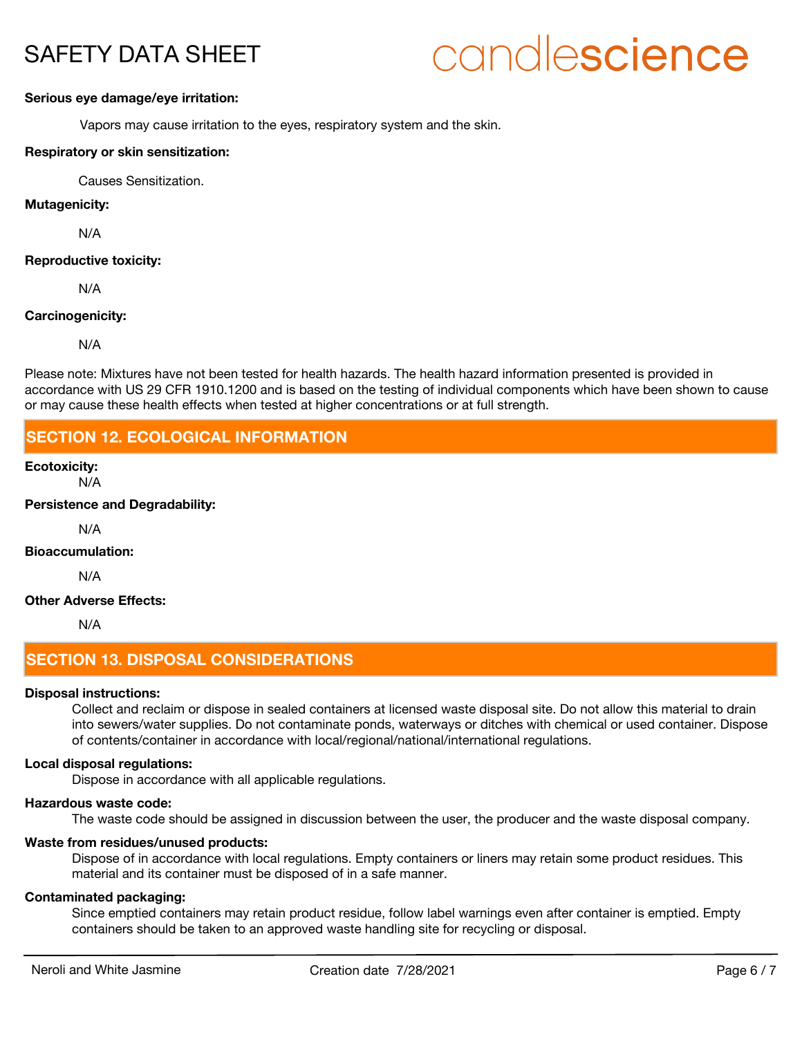**Serious eye damage/eye irritation:**

Vapors may cause irritation to the eyes, respiratory system and the skin.

**Respiratory or skin sensitization:**

Causes Sensitization.

**Mutagenicity:**

N/A

**Reproductive toxicity:**

N/A

**Carcinogenicity:**

N/A

Please note: Mixtures have not been tested for health hazards. The health hazard information presented is provided in accordance with US 29 CFR 1910.1200 and is based on the testing of individual components which have been shown to cause or may cause these health effects when tested at higher concentrations or at full strength.

## SECTION 12. ECOLOGICAL INFORMATION

**Ecotoxicity:**

N/A

**Persistence and Degradability:**

N/A

**Bioaccumulation:**

N/A

**Other Adverse Effects:**

N/A

## SECTION 13. DISPOSAL CONSIDERATIONS

**Disposal instructions:**

Collect and reclaim or dispose in sealed containers at licensed waste disposal site. Do not allow this material to drain into sewers/water supplies. Do not contaminate ponds, waterways or ditches with chemical or used container. Dispose of contents/container in accordance with local/regional/national/international regulations.

**Local disposal regulations:**

Dispose in accordance with all applicable regulations.

**Hazardous waste code:**

The waste code should be assigned in discussion between the user, the producer and the waste disposal company.

**Waste from residues/unused products:**

Dispose of in accordance with local regulations. Empty containers or liners may retain some product residues. This material and its container must be disposed of in a safe manner.

**Contaminated packaging:**

Since emptied containers may retain product residue, follow label warnings even after container is emptied. Empty containers should be taken to an approved waste handling site for recycling or disposal.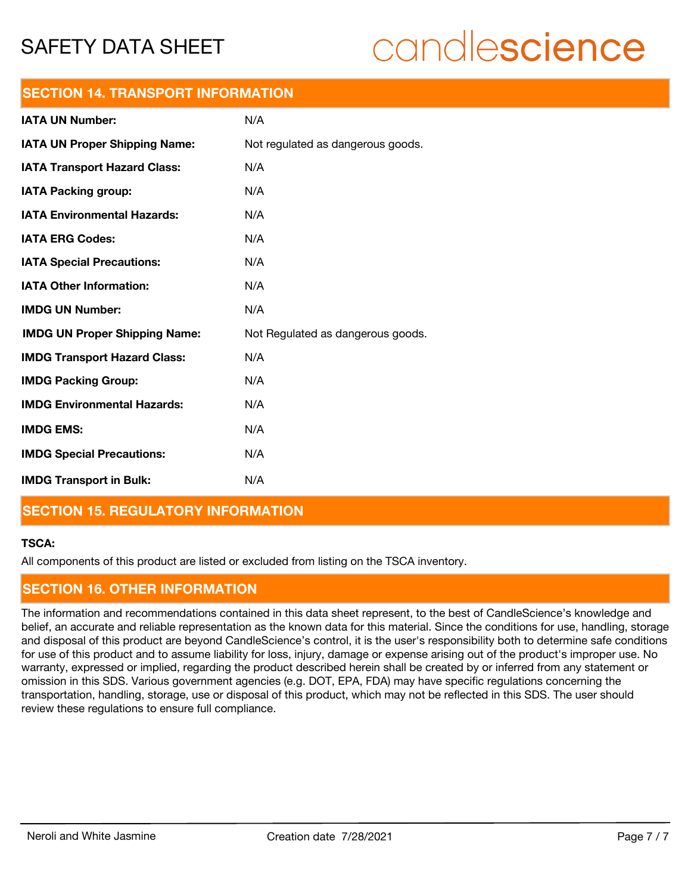## SECTION 14. TRANSPORT INFORMATION

| | |
|---|---|
| **IATA UN Number:** | N/A |
| **IATA UN Proper Shipping Name:** | Not regulated as dangerous goods. |
| **IATA Transport Hazard Class:** | N/A |
| **IATA Packing group:** | N/A |
| **IATA Environmental Hazards:** | N/A |
| **IATA ERG Codes:** | N/A |
| **IATA Special Precautions:** | N/A |
| **IATA Other Information:** | N/A |
| **IMDG UN Number:** | N/A |
| **IMDG UN Proper Shipping Name:** | Not Regulated as dangerous goods. |
| **IMDG Transport Hazard Class:** | N/A |
| **IMDG Packing Group:** | N/A |
| **IMDG Environmental Hazards:** | N/A |
| **IMDG EMS:** | N/A |
| **IMDG Special Precautions:** | N/A |
| **IMDG Transport in Bulk:** | N/A |

## SECTION 15. REGULATORY INFORMATION

**TSCA:**

All components of this product are listed or excluded from listing on the TSCA inventory.

## SECTION 16. OTHER INFORMATION

The information and recommendations contained in this data sheet represent, to the best of CandleScience's knowledge and belief, an accurate and reliable representation as the known data for this material. Since the conditions for use, handling, storage and disposal of this product are beyond CandleScience's control, it is the user's responsibility both to determine safe conditions for use of this product and to assume liability for loss, injury, damage or expense arising out of the product's improper use. No warranty, expressed or implied, regarding the product described herein shall be created by or inferred from any statement or omission in this SDS. Various government agencies (e.g. DOT, EPA, FDA) may have specific regulations concerning the transportation, handling, storage, use or disposal of this product, which may not be reflected in this SDS. The user should review these regulations to ensure full compliance.